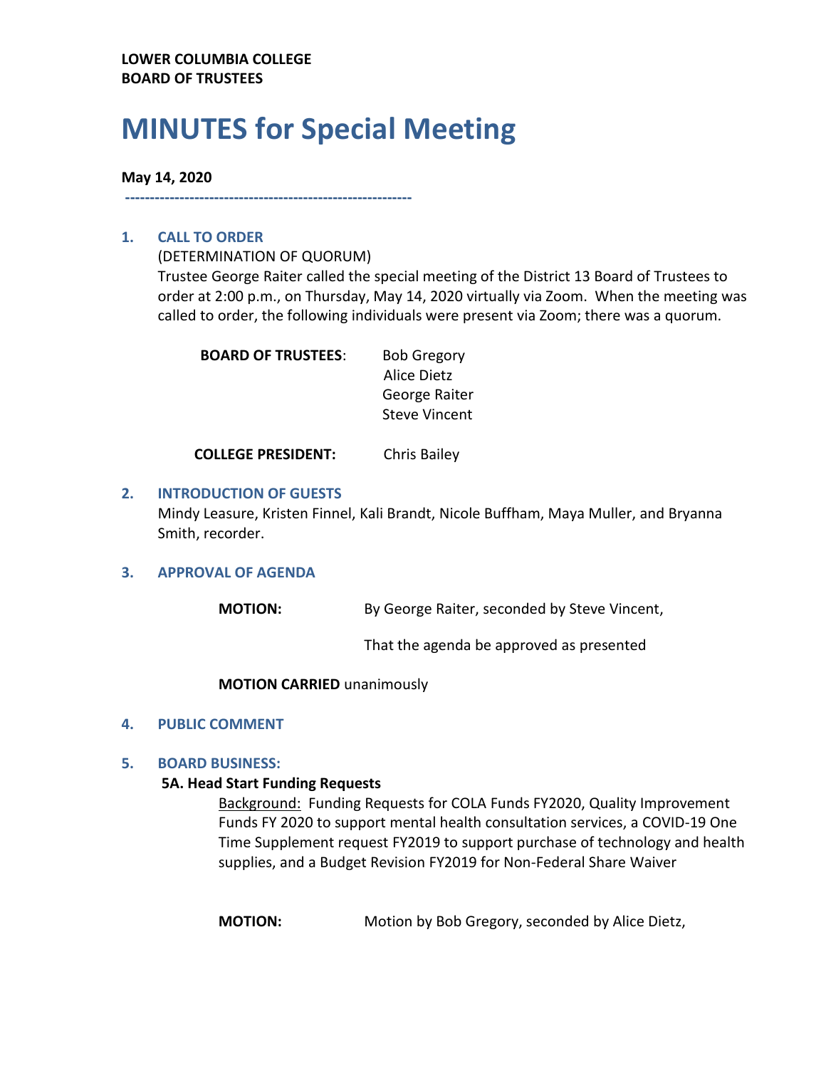**LOWER COLUMBIA COLLEGE**
**BOARD OF TRUSTEES**

# MINUTES for Special Meeting

**May 14, 2020**

---

## 1. CALL TO ORDER

(DETERMINATION OF QUORUM)

Trustee George Raiter called the special meeting of the District 13 Board of Trustees to order at 2:00 p.m., on Thursday, May 14, 2020 virtually via Zoom. When the meeting was called to order, the following individuals were present via Zoom; there was a quorum.

**BOARD OF TRUSTEES**: Bob Gregory
Alice Dietz
George Raiter
Steve Vincent

**COLLEGE PRESIDENT:** Chris Bailey

## 2. INTRODUCTION OF GUESTS

Mindy Leasure, Kristen Finnel, Kali Brandt, Nicole Buffham, Maya Muller, and Bryanna Smith, recorder.

## 3. APPROVAL OF AGENDA

**MOTION:** By George Raiter, seconded by Steve Vincent,

That the agenda be approved as presented

**MOTION CARRIED** unanimously

## 4. PUBLIC COMMENT

## 5. BOARD BUSINESS:

**5A. Head Start Funding Requests**

Background: Funding Requests for COLA Funds FY2020, Quality Improvement Funds FY 2020 to support mental health consultation services, a COVID-19 One Time Supplement request FY2019 to support purchase of technology and health supplies, and a Budget Revision FY2019 for Non-Federal Share Waiver

**MOTION:** Motion by Bob Gregory, seconded by Alice Dietz,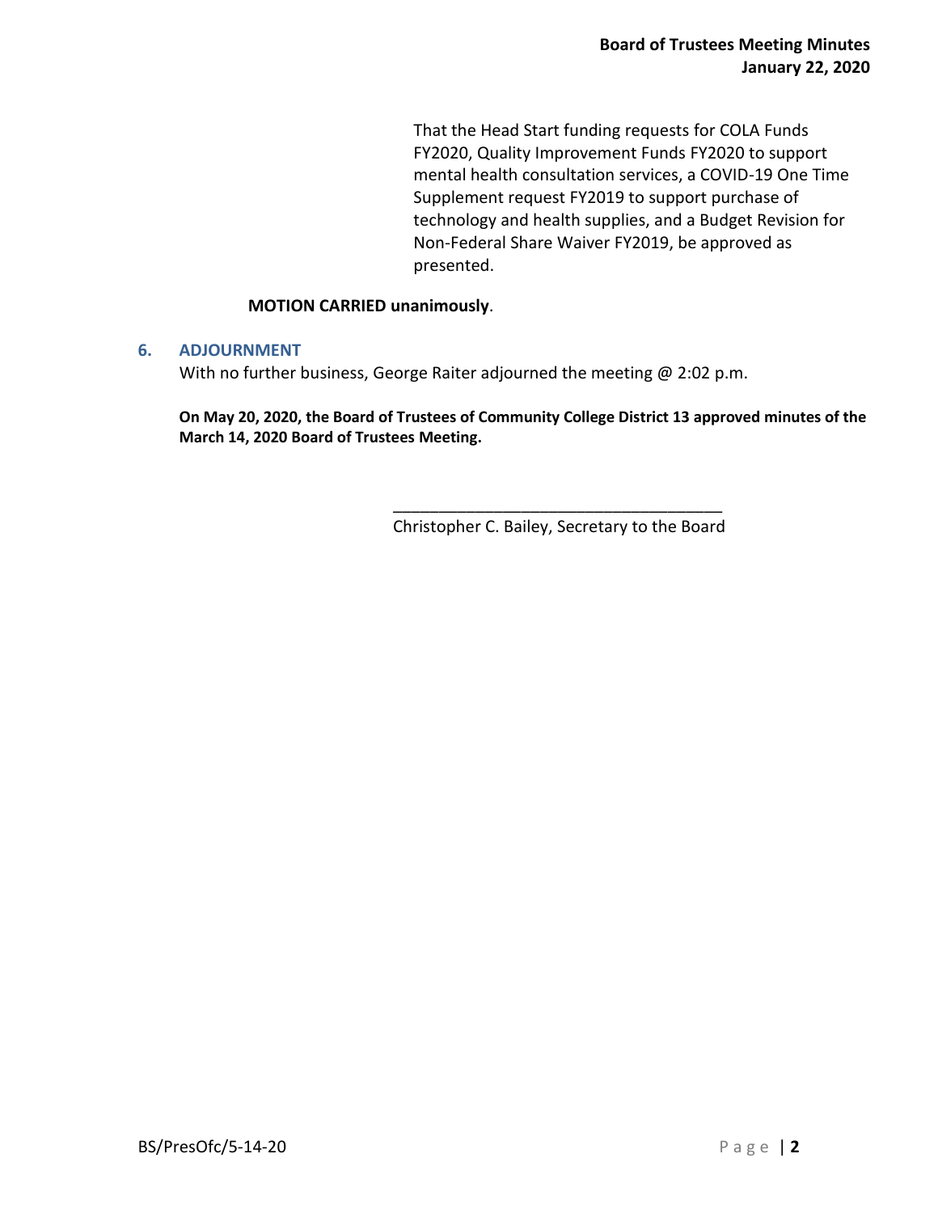That the Head Start funding requests for COLA Funds FY2020, Quality Improvement Funds FY2020 to support mental health consultation services, a COVID-19 One Time Supplement request FY2019 to support purchase of technology and health supplies, and a Budget Revision for Non-Federal Share Waiver FY2019, be approved as presented.

**MOTION CARRIED unanimously**.

## 6. ADJOURNMENT

With no further business, George Raiter adjourned the meeting @ 2:02 p.m.

**On May 20, 2020, the Board of Trustees of Community College District 13 approved minutes of the March 14, 2020 Board of Trustees Meeting.**

_____________________________________

Christopher C. Bailey, Secretary to the Board

BS/PresOfc/5-14-20